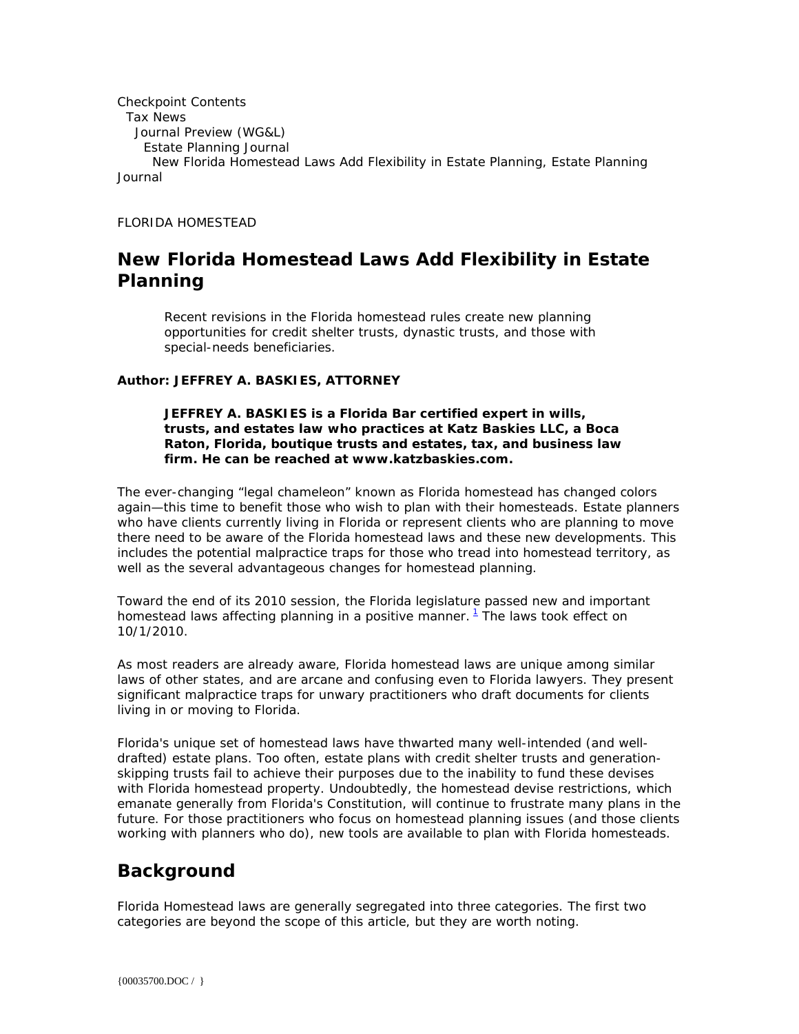Checkpoint Contents
Tax News
Journal Preview (WG&L)
Estate Planning Journal
New Florida Homestead Laws Add Flexibility in Estate Planning, Estate Planning Journal

FLORIDA HOMESTEAD

# New Florida Homestead Laws Add Flexibility in Estate Planning

> Recent revisions in the Florida homestead rules create new planning opportunities for credit shelter trusts, dynastic trusts, and those with special-needs beneficiaries.

**Author: JEFFREY A. BASKIES, ATTORNEY**

> **JEFFREY A. BASKIES is a Florida Bar certified expert in wills, trusts, and estates law who practices at Katz Baskies LLC, a Boca Raton, Florida, boutique trusts and estates, tax, and business law firm. He can be reached at www.katzbaskies.com.**

The ever-changing "legal chameleon" known as Florida homestead has changed colors again—this time to benefit those who wish to plan with their homesteads. Estate planners who have clients currently living in Florida or represent clients who are planning to move there need to be aware of the Florida homestead laws and these new developments. This includes the potential malpractice traps for those who tread into homestead territory, as well as the several advantageous changes for homestead planning.

Toward the end of its 2010 session, the Florida legislature passed new and important homestead laws affecting planning in a positive manner. [1] The laws took effect on 10/1/2010.

As most readers are already aware, Florida homestead laws are unique among similar laws of other states, and are arcane and confusing even to Florida lawyers. They present significant malpractice traps for unwary practitioners who draft documents for clients living in or moving to Florida.

Florida's unique set of homestead laws have thwarted many well-intended (and well-drafted) estate plans. Too often, estate plans with credit shelter trusts and generation-skipping trusts fail to achieve their purposes due to the inability to fund these devises with Florida homestead property. Undoubtedly, the homestead devise restrictions, which emanate generally from Florida's Constitution, will continue to frustrate many plans in the future. For those practitioners who focus on homestead planning issues (and those clients working with planners who do), new tools are available to plan with Florida homesteads.

## Background

Florida Homestead laws are generally segregated into three categories. The first two categories are beyond the scope of this article, but they are worth noting.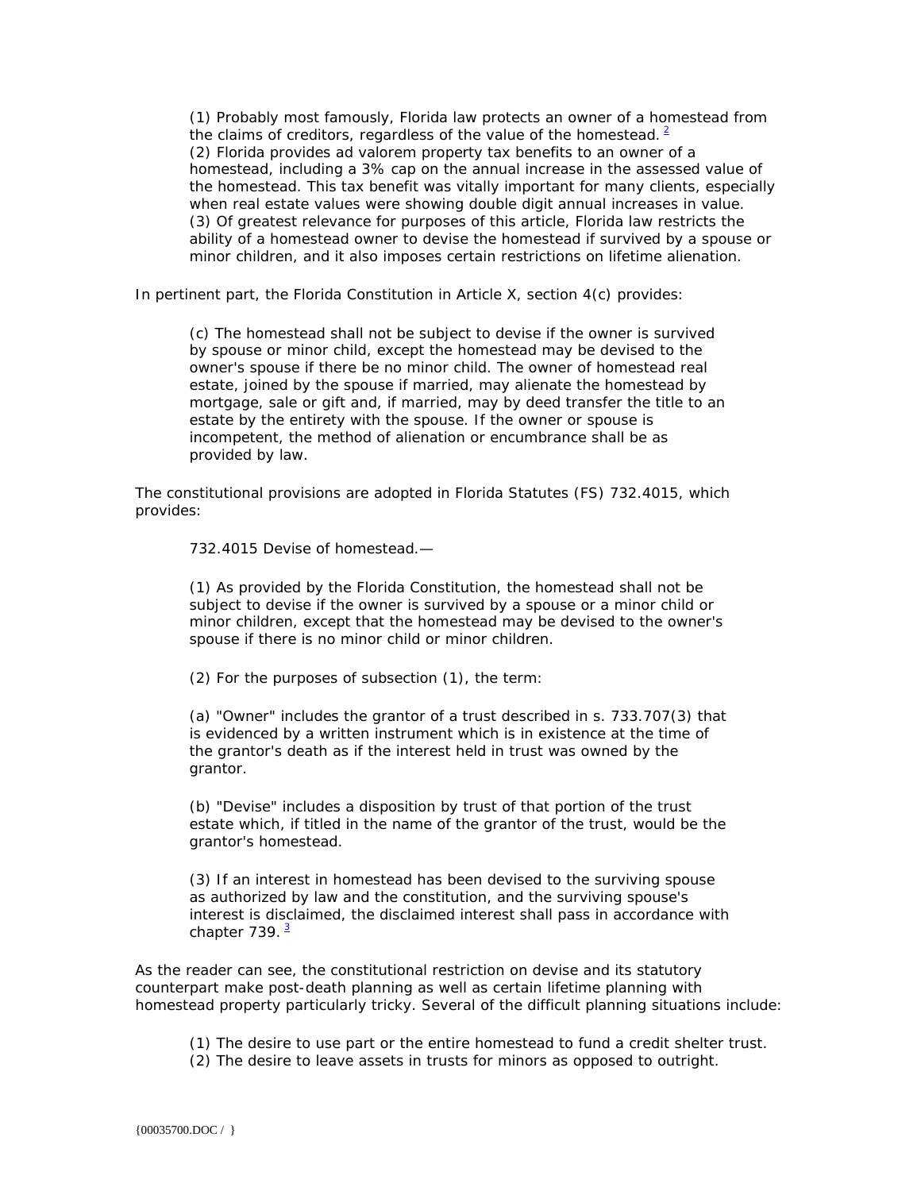(1) Probably most famously, Florida law protects an owner of a homestead from the claims of creditors, regardless of the value of the homestead. [2]
(2) Florida provides ad valorem property tax benefits to an owner of a homestead, including a 3% cap on the annual increase in the assessed value of the homestead. This tax benefit was vitally important for many clients, especially when real estate values were showing double digit annual increases in value.
(3) Of greatest relevance for purposes of this article, Florida law restricts the ability of a homestead owner to devise the homestead if survived by a spouse or minor children, and it also imposes certain restrictions on lifetime alienation.

In pertinent part, the Florida Constitution in Article X, section 4(c) provides:

> (c) The homestead shall not be subject to devise if the owner is survived by spouse or minor child, except the homestead may be devised to the owner's spouse if there be no minor child. The owner of homestead real estate, joined by the spouse if married, may alienate the homestead by mortgage, sale or gift and, if married, may by deed transfer the title to an estate by the entirety with the spouse. If the owner or spouse is incompetent, the method of alienation or encumbrance shall be as provided by law.

The constitutional provisions are adopted in Florida Statutes (FS) 732.4015, which provides:

> 732.4015 Devise of homestead.—
>
> (1) As provided by the Florida Constitution, the homestead shall not be subject to devise if the owner is survived by a spouse or a minor child or minor children, except that the homestead may be devised to the owner's spouse if there is no minor child or minor children.
>
> (2) For the purposes of subsection (1), the term:
>
> (a) "Owner" includes the grantor of a trust described in s. 733.707(3) that is evidenced by a written instrument which is in existence at the time of the grantor's death as if the interest held in trust was owned by the grantor.
>
> (b) "Devise" includes a disposition by trust of that portion of the trust estate which, if titled in the name of the grantor of the trust, would be the grantor's homestead.
>
> (3) If an interest in homestead has been devised to the surviving spouse as authorized by law and the constitution, and the surviving spouse's interest is disclaimed, the disclaimed interest shall pass in accordance with chapter 739. [3]

As the reader can see, the constitutional restriction on devise and its statutory counterpart make post-death planning as well as certain lifetime planning with homestead property particularly tricky. Several of the difficult planning situations include:

(1) The desire to use part or the entire homestead to fund a credit shelter trust.
(2) The desire to leave assets in trusts for minors as opposed to outright.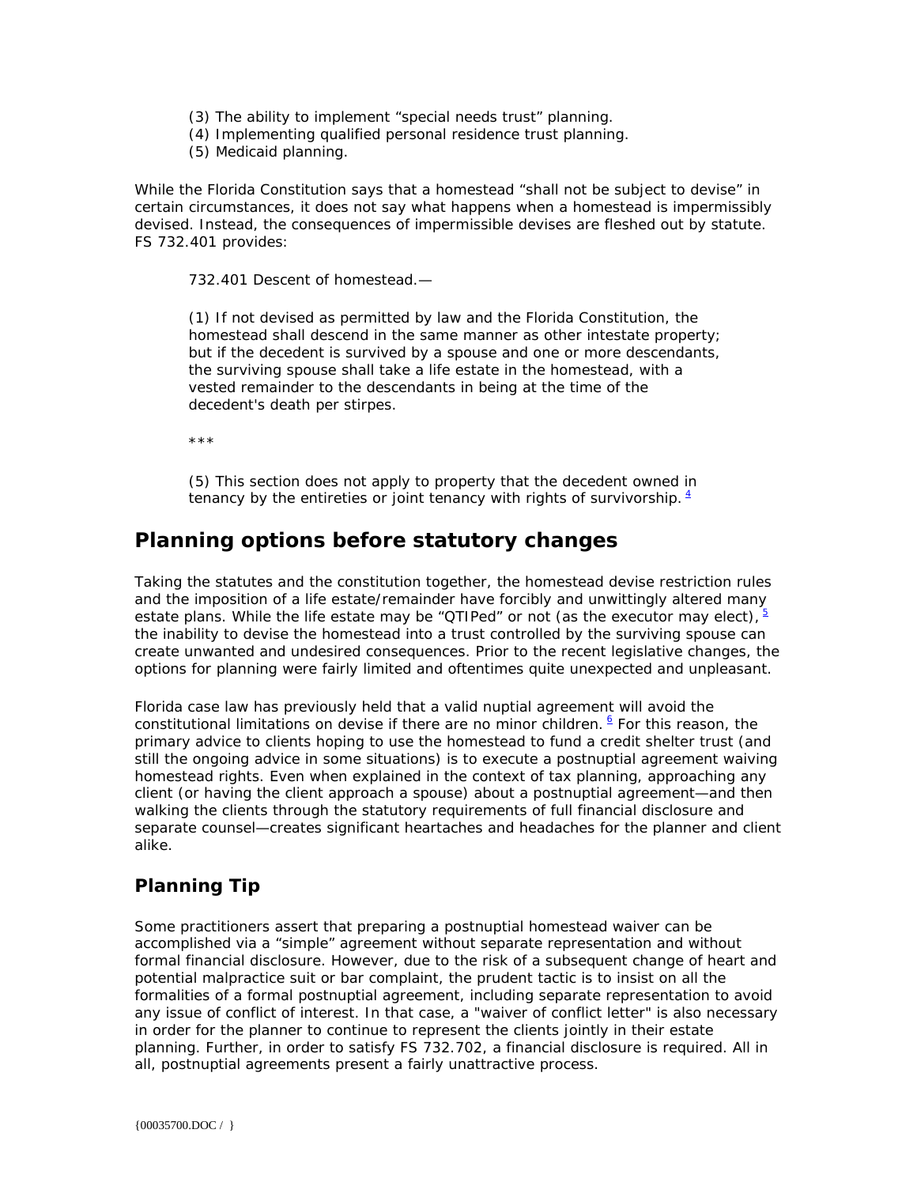(3) The ability to implement “special needs trust” planning.
(4) Implementing qualified personal residence trust planning.
(5) Medicaid planning.

While the Florida Constitution says that a homestead “shall not be subject to devise” in certain circumstances, it does not say what happens when a homestead is impermissibly devised. Instead, the consequences of impermissible devises are fleshed out by statute. FS 732.401 provides:

> 732.401 Descent of homestead.—
>
> (1) If not devised as permitted by law and the Florida Constitution, the homestead shall descend in the same manner as other intestate property; but if the decedent is survived by a spouse and one or more descendants, the surviving spouse shall take a life estate in the homestead, with a vested remainder to the descendants in being at the time of the decedent's death per stirpes.
>
> ***
>
> (5) This section does not apply to property that the decedent owned in tenancy by the entireties or joint tenancy with rights of survivorship. [4]

## Planning options before statutory changes

Taking the statutes and the constitution together, the homestead devise restriction rules and the imposition of a life estate/remainder have forcibly and unwittingly altered many estate plans. While the life estate may be “QTIPed” or not (as the executor may elect), [5] the inability to devise the homestead into a trust controlled by the surviving spouse can create unwanted and undesired consequences. Prior to the recent legislative changes, the options for planning were fairly limited and oftentimes quite unexpected and unpleasant.

Florida case law has previously held that a valid nuptial agreement will avoid the constitutional limitations on devise if there are no minor children. [6] For this reason, the primary advice to clients hoping to use the homestead to fund a credit shelter trust (and still the ongoing advice in some situations) is to execute a postnuptial agreement waiving homestead rights. Even when explained in the context of tax planning, approaching any client (or having the client approach a spouse) about a postnuptial agreement—and then walking the clients through the statutory requirements of full financial disclosure and separate counsel—creates significant heartaches and headaches for the planner and client alike.

### Planning Tip

Some practitioners assert that preparing a postnuptial homestead waiver can be accomplished via a “simple” agreement without separate representation and without formal financial disclosure. However, due to the risk of a subsequent change of heart and potential malpractice suit or bar complaint, the prudent tactic is to insist on all the formalities of a formal postnuptial agreement, including separate representation to avoid any issue of conflict of interest. In that case, a "waiver of conflict letter" is also necessary in order for the planner to continue to represent the clients jointly in their estate planning. Further, in order to satisfy FS 732.702, a financial disclosure is required. All in all, postnuptial agreements present a fairly unattractive process.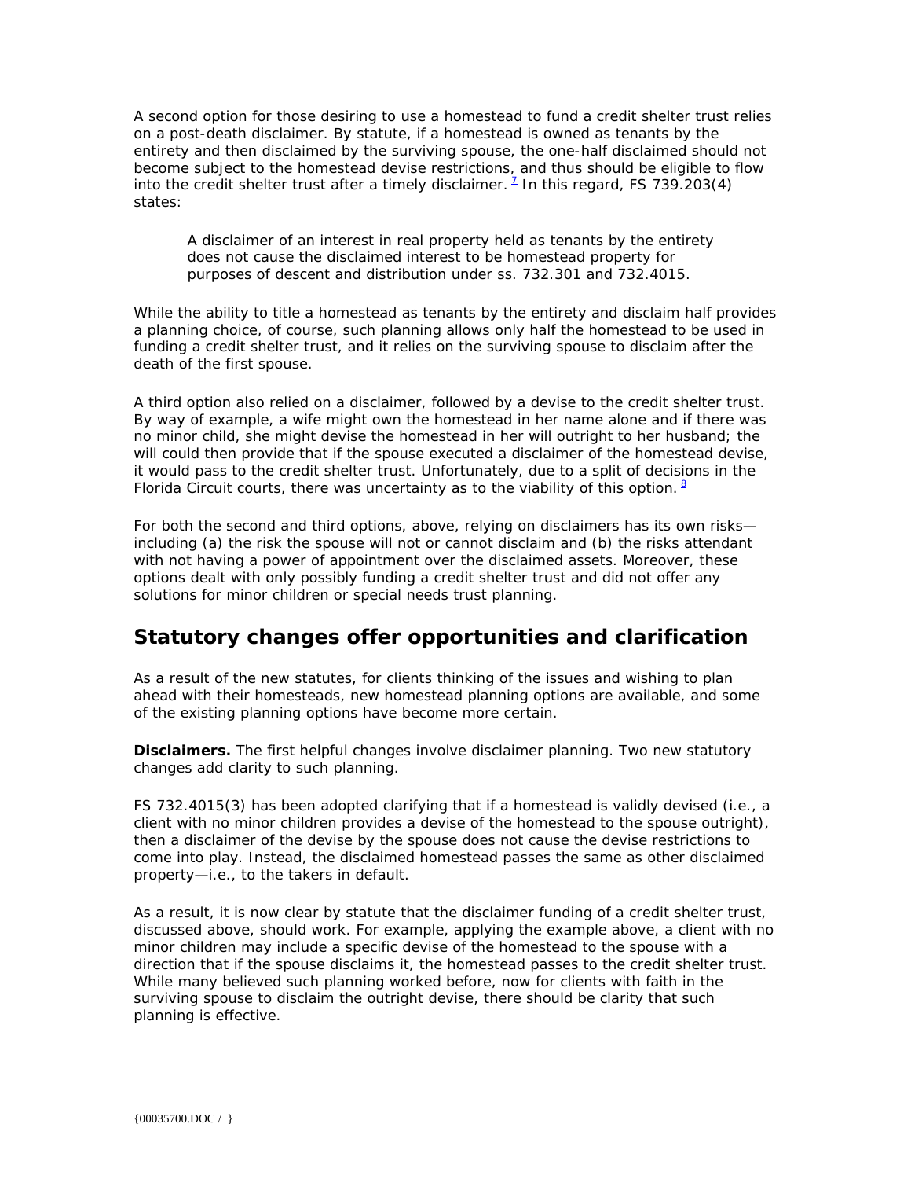A second option for those desiring to use a homestead to fund a credit shelter trust relies on a post-death disclaimer. By statute, if a homestead is owned as tenants by the entirety and then disclaimed by the surviving spouse, the one-half disclaimed should not become subject to the homestead devise restrictions, and thus should be eligible to flow into the credit shelter trust after a timely disclaimer. [7] In this regard, FS 739.203(4) states:

> A disclaimer of an interest in real property held as tenants by the entirety does not cause the disclaimed interest to be homestead property for purposes of descent and distribution under ss. 732.301 and 732.4015.

While the ability to title a homestead as tenants by the entirety and disclaim half provides a planning choice, of course, such planning allows only half the homestead to be used in funding a credit shelter trust, and it relies on the surviving spouse to disclaim after the death of the first spouse.

A third option also relied on a disclaimer, followed by a devise to the credit shelter trust. By way of example, a wife might own the homestead in her name alone and if there was no minor child, she might devise the homestead in her will outright to her husband; the will could then provide that if the spouse executed a disclaimer of the homestead devise, it would pass to the credit shelter trust. Unfortunately, due to a split of decisions in the Florida Circuit courts, there was uncertainty as to the viability of this option. [8]

For both the second and third options, above, relying on disclaimers has its own risks—including (a) the risk the spouse will not or cannot disclaim and (b) the risks attendant with not having a power of appointment over the disclaimed assets. Moreover, these options dealt with only possibly funding a credit shelter trust and did not offer any solutions for minor children or special needs trust planning.

## Statutory changes offer opportunities and clarification

As a result of the new statutes, for clients thinking of the issues and wishing to plan ahead with their homesteads, new homestead planning options are available, and some of the existing planning options have become more certain.

**Disclaimers.** The first helpful changes involve disclaimer planning. Two new statutory changes add clarity to such planning.

FS 732.4015(3) has been adopted clarifying that if a homestead is validly devised (i.e., a client with no minor children provides a devise of the homestead to the spouse outright), then a disclaimer of the devise by the spouse does not cause the devise restrictions to come into play. Instead, the disclaimed homestead passes the same as other disclaimed property—i.e., to the takers in default.

As a result, it is now clear by statute that the disclaimer funding of a credit shelter trust, discussed above, should work. For example, applying the example above, a client with no minor children may include a specific devise of the homestead to the spouse with a direction that if the spouse disclaims it, the homestead passes to the credit shelter trust. While many believed such planning worked before, now for clients with faith in the surviving spouse to disclaim the outright devise, there should be clarity that such planning is effective.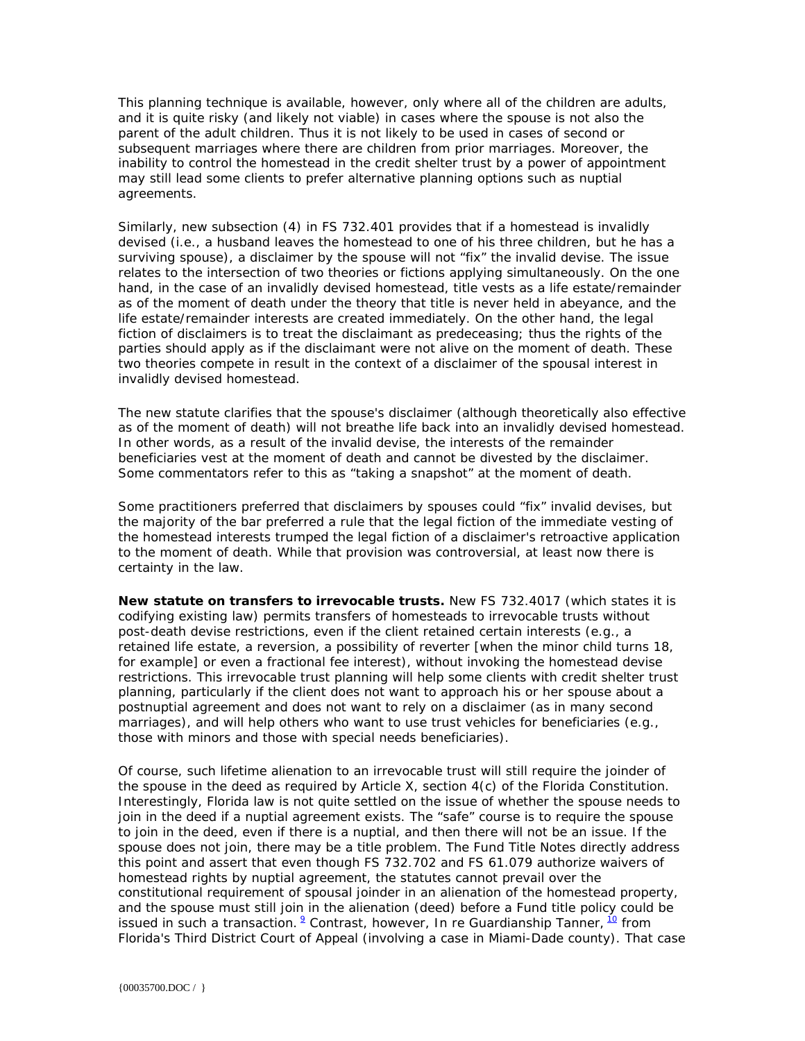This planning technique is available, however, only where all of the children are adults, and it is quite risky (and likely not viable) in cases where the spouse is not also the parent of the adult children. Thus it is not likely to be used in cases of second or subsequent marriages where there are children from prior marriages. Moreover, the inability to control the homestead in the credit shelter trust by a power of appointment may still lead some clients to prefer alternative planning options such as nuptial agreements.

Similarly, new subsection (4) in FS 732.401 provides that if a homestead is invalidly devised (i.e., a husband leaves the homestead to one of his three children, but he has a surviving spouse), a disclaimer by the spouse will not "fix" the invalid devise. The issue relates to the intersection of two theories or fictions applying simultaneously. On the one hand, in the case of an invalidly devised homestead, title vests as a life estate/remainder as of the moment of death under the theory that title is never held in abeyance, and the life estate/remainder interests are created immediately. On the other hand, the legal fiction of disclaimers is to treat the disclaimant as predeceasing; thus the rights of the parties should apply as if the disclaimant were not alive on the moment of death. These two theories compete in result in the context of a disclaimer of the spousal interest in invalidly devised homestead.

The new statute clarifies that the spouse's disclaimer (although theoretically also effective as of the moment of death) will not breathe life back into an invalidly devised homestead. In other words, as a result of the invalid devise, the interests of the remainder beneficiaries vest at the moment of death and cannot be divested by the disclaimer. Some commentators refer to this as "taking a snapshot" at the moment of death.

Some practitioners preferred that disclaimers by spouses could "fix" invalid devises, but the majority of the bar preferred a rule that the legal fiction of the immediate vesting of the homestead interests trumped the legal fiction of a disclaimer's retroactive application to the moment of death. While that provision was controversial, at least now there is certainty in the law.

**New statute on transfers to irrevocable trusts.** New FS 732.4017 (which states it is codifying existing law) permits transfers of homesteads to irrevocable trusts without post-death devise restrictions, even if the client retained certain interests (e.g., a retained life estate, a reversion, a possibility of reverter [when the minor child turns 18, for example] or even a fractional fee interest), without invoking the homestead devise restrictions. This irrevocable trust planning will help some clients with credit shelter trust planning, particularly if the client does not want to approach his or her spouse about a postnuptial agreement and does not want to rely on a disclaimer (as in many second marriages), and will help others who want to use trust vehicles for beneficiaries (e.g., those with minors and those with special needs beneficiaries).

Of course, such lifetime alienation to an irrevocable trust will still require the joinder of the spouse in the deed as required by Article X, section 4(c) of the Florida Constitution. Interestingly, Florida law is not quite settled on the issue of whether the spouse needs to join in the deed if a nuptial agreement exists. The "safe" course is to require the spouse to join in the deed, even if there is a nuptial, and then there will not be an issue. If the spouse does not join, there may be a title problem. The Fund Title Notes directly address this point and assert that even though FS 732.702 and FS 61.079 authorize waivers of homestead rights by nuptial agreement, the statutes cannot prevail over the constitutional requirement of spousal joinder in an alienation of the homestead property, and the spouse must still join in the alienation (deed) before a Fund title policy could be issued in such a transaction. [9] Contrast, however, In re Guardianship Tanner, [10] from Florida's Third District Court of Appeal (involving a case in Miami-Dade county). That case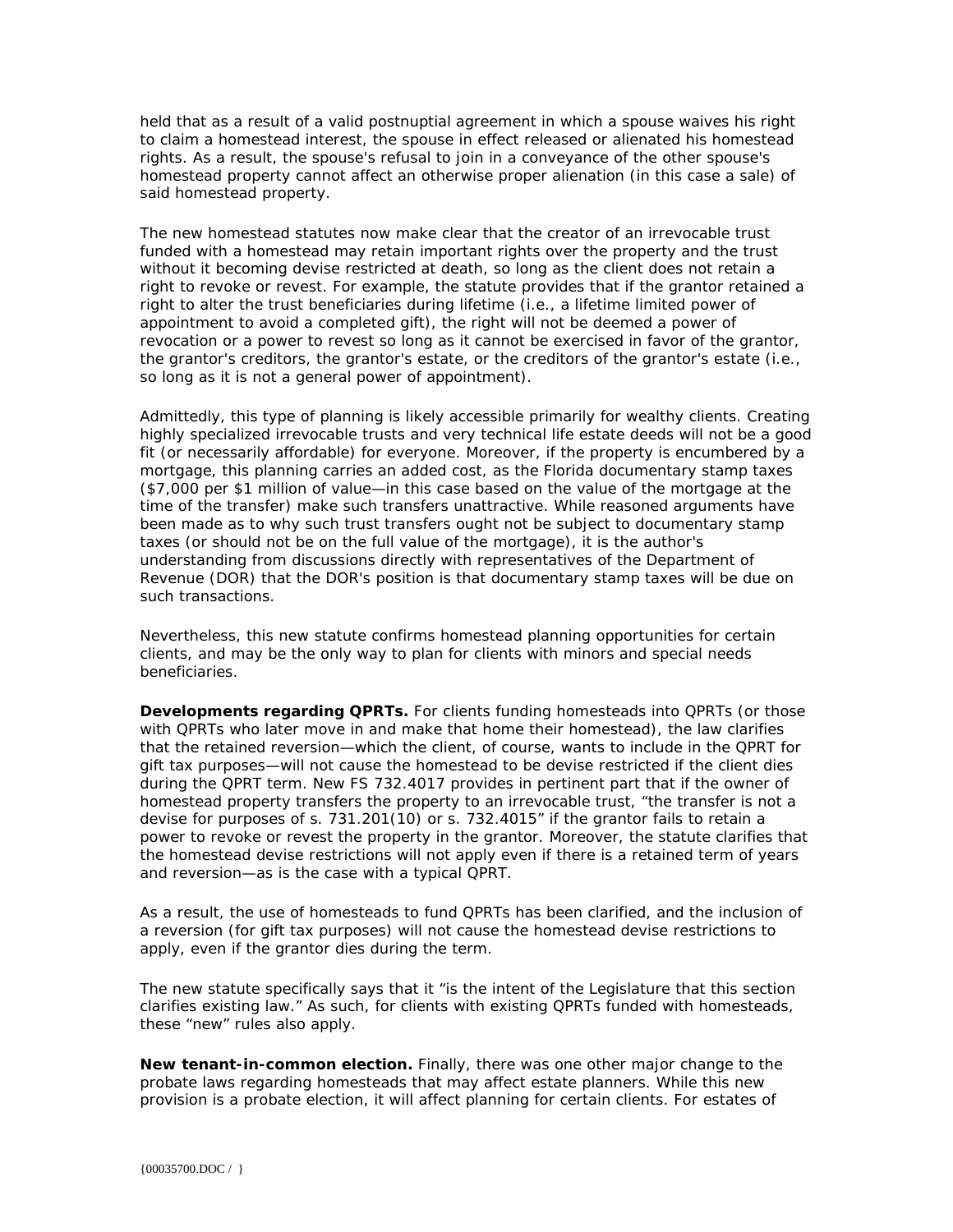held that as a result of a valid postnuptial agreement in which a spouse waives his right to claim a homestead interest, the spouse in effect released or alienated his homestead rights. As a result, the spouse's refusal to join in a conveyance of the other spouse's homestead property cannot affect an otherwise proper alienation (in this case a sale) of said homestead property.

The new homestead statutes now make clear that the creator of an irrevocable trust funded with a homestead may retain important rights over the property and the trust without it becoming devise restricted at death, so long as the client does not retain a right to revoke or revest. For example, the statute provides that if the grantor retained a right to alter the trust beneficiaries during lifetime (i.e., a lifetime limited power of appointment to avoid a completed gift), the right will not be deemed a power of revocation or a power to revest so long as it cannot be exercised in favor of the grantor, the grantor's creditors, the grantor's estate, or the creditors of the grantor's estate (i.e., so long as it is not a general power of appointment).

Admittedly, this type of planning is likely accessible primarily for wealthy clients. Creating highly specialized irrevocable trusts and very technical life estate deeds will not be a good fit (or necessarily affordable) for everyone. Moreover, if the property is encumbered by a mortgage, this planning carries an added cost, as the Florida documentary stamp taxes ($7,000 per $1 million of value—in this case based on the value of the mortgage at the time of the transfer) make such transfers unattractive. While reasoned arguments have been made as to why such trust transfers ought not be subject to documentary stamp taxes (or should not be on the full value of the mortgage), it is the author's understanding from discussions directly with representatives of the Department of Revenue (DOR) that the DOR's position is that documentary stamp taxes will be due on such transactions.

Nevertheless, this new statute confirms homestead planning opportunities for certain clients, and may be the only way to plan for clients with minors and special needs beneficiaries.

**Developments regarding QPRTs.** For clients funding homesteads into QPRTs (or those with QPRTs who later move in and make that home their homestead), the law clarifies that the retained reversion—which the client, of course, wants to include in the QPRT for gift tax purposes—will not cause the homestead to be devise restricted if the client dies during the QPRT term. New FS 732.4017 provides in pertinent part that if the owner of homestead property transfers the property to an irrevocable trust, "the transfer is not a devise for purposes of s. 731.201(10) or s. 732.4015" if the grantor fails to retain a power to revoke or revest the property in the grantor. Moreover, the statute clarifies that the homestead devise restrictions will not apply even if there is a retained term of years and reversion—as is the case with a typical QPRT.

As a result, the use of homesteads to fund QPRTs has been clarified, and the inclusion of a reversion (for gift tax purposes) will not cause the homestead devise restrictions to apply, even if the grantor dies during the term.

The new statute specifically says that it "is the intent of the Legislature that this section clarifies existing law." As such, for clients with existing QPRTs funded with homesteads, these "new" rules also apply.

**New tenant-in-common election.** Finally, there was one other major change to the probate laws regarding homesteads that may affect estate planners. While this new provision is a probate election, it will affect planning for certain clients. For estates of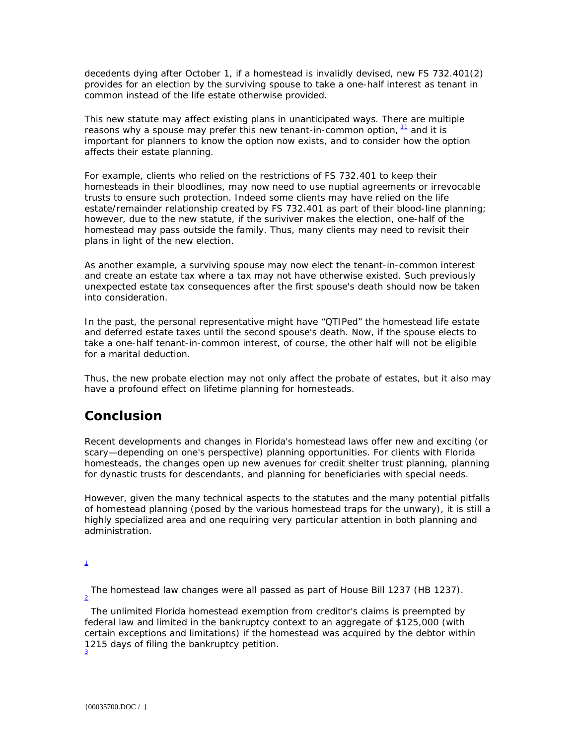decedents dying after October 1, if a homestead is invalidly devised, new FS 732.401(2) provides for an election by the surviving spouse to take a one-half interest as tenant in common instead of the life estate otherwise provided.

This new statute may affect existing plans in unanticipated ways. There are multiple reasons why a spouse may prefer this new tenant-in-common option,[11] and it is important for planners to know the option now exists, and to consider how the option affects their estate planning.

For example, clients who relied on the restrictions of FS 732.401 to keep their homesteads in their bloodlines, may now need to use nuptial agreements or irrevocable trusts to ensure such protection. Indeed some clients may have relied on the life estate/remainder relationship created by FS 732.401 as part of their blood-line planning; however, due to the new statute, if the suriviver makes the election, one-half of the homestead may pass outside the family. Thus, many clients may need to revisit their plans in light of the new election.

As another example, a surviving spouse may now elect the tenant-in-common interest and create an estate tax where a tax may not have otherwise existed. Such previously unexpected estate tax consequences after the first spouse's death should now be taken into consideration.

In the past, the personal representative might have “QTIPed” the homestead life estate and deferred estate taxes until the second spouse's death. Now, if the spouse elects to take a one-half tenant-in-common interest, of course, the other half will not be eligible for a marital deduction.

Thus, the new probate election may not only affect the probate of estates, but it also may have a profound effect on lifetime planning for homesteads.

## Conclusion

Recent developments and changes in Florida's homestead laws offer new and exciting (or scary—depending on one's perspective) planning opportunities. For clients with Florida homesteads, the changes open up new avenues for credit shelter trust planning, planning for dynastic trusts for descendants, and planning for beneficiaries with special needs.

However, given the many technical aspects to the statutes and the many potential pitfalls of homestead planning (posed by the various homestead traps for the unwary), it is still a highly specialized area and one requiring very particular attention in both planning and administration.

[1] The homestead law changes were all passed as part of House Bill 1237 (HB 1237).

[2] The unlimited Florida homestead exemption from creditor's claims is preempted by federal law and limited in the bankruptcy context to an aggregate of $125,000 (with certain exceptions and limitations) if the homestead was acquired by the debtor within 1215 days of filing the bankruptcy petition.

[3]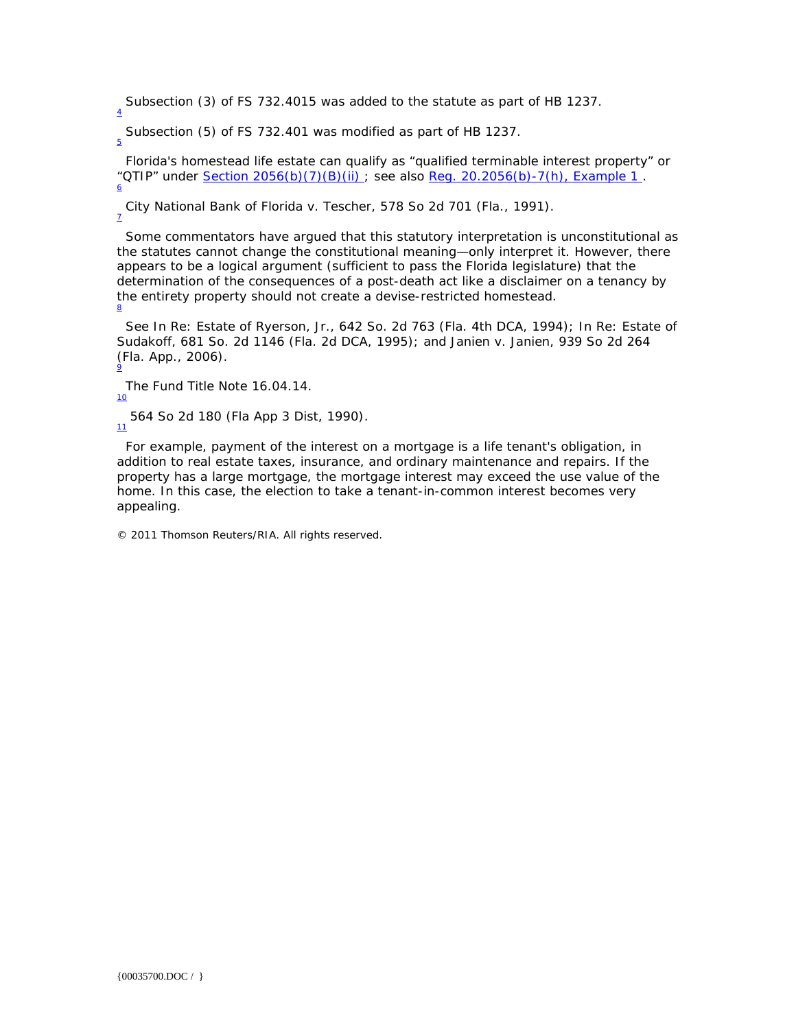Subsection (3) of FS 732.4015 was added to the statute as part of HB 1237.

[4]

Subsection (5) of FS 732.401 was modified as part of HB 1237.

[5]

Florida's homestead life estate can qualify as "qualified terminable interest property" or "QTIP" under Section 2056(b)(7)(B)(ii) ; see also Reg. 20.2056(b)-7(h), Example 1 .

[6]

City National Bank of Florida v. Tescher, 578 So 2d 701 (Fla., 1991).

[7]

Some commentators have argued that this statutory interpretation is unconstitutional as the statutes cannot change the constitutional meaning—only interpret it. However, there appears to be a logical argument (sufficient to pass the Florida legislature) that the determination of the consequences of a post-death act like a disclaimer on a tenancy by the entirety property should not create a devise-restricted homestead.

[8]

See In Re: Estate of Ryerson, Jr., 642 So. 2d 763 (Fla. 4th DCA, 1994); In Re: Estate of Sudakoff, 681 So. 2d 1146 (Fla. 2d DCA, 1995); and Janien v. Janien, 939 So 2d 264 (Fla. App., 2006).

[9]

The Fund Title Note 16.04.14.

[10]

564 So 2d 180 (Fla App 3 Dist, 1990).

[11]

For example, payment of the interest on a mortgage is a life tenant's obligation, in addition to real estate taxes, insurance, and ordinary maintenance and repairs. If the property has a large mortgage, the mortgage interest may exceed the use value of the home. In this case, the election to take a tenant-in-common interest becomes very appealing.

© 2011 Thomson Reuters/RIA. All rights reserved.